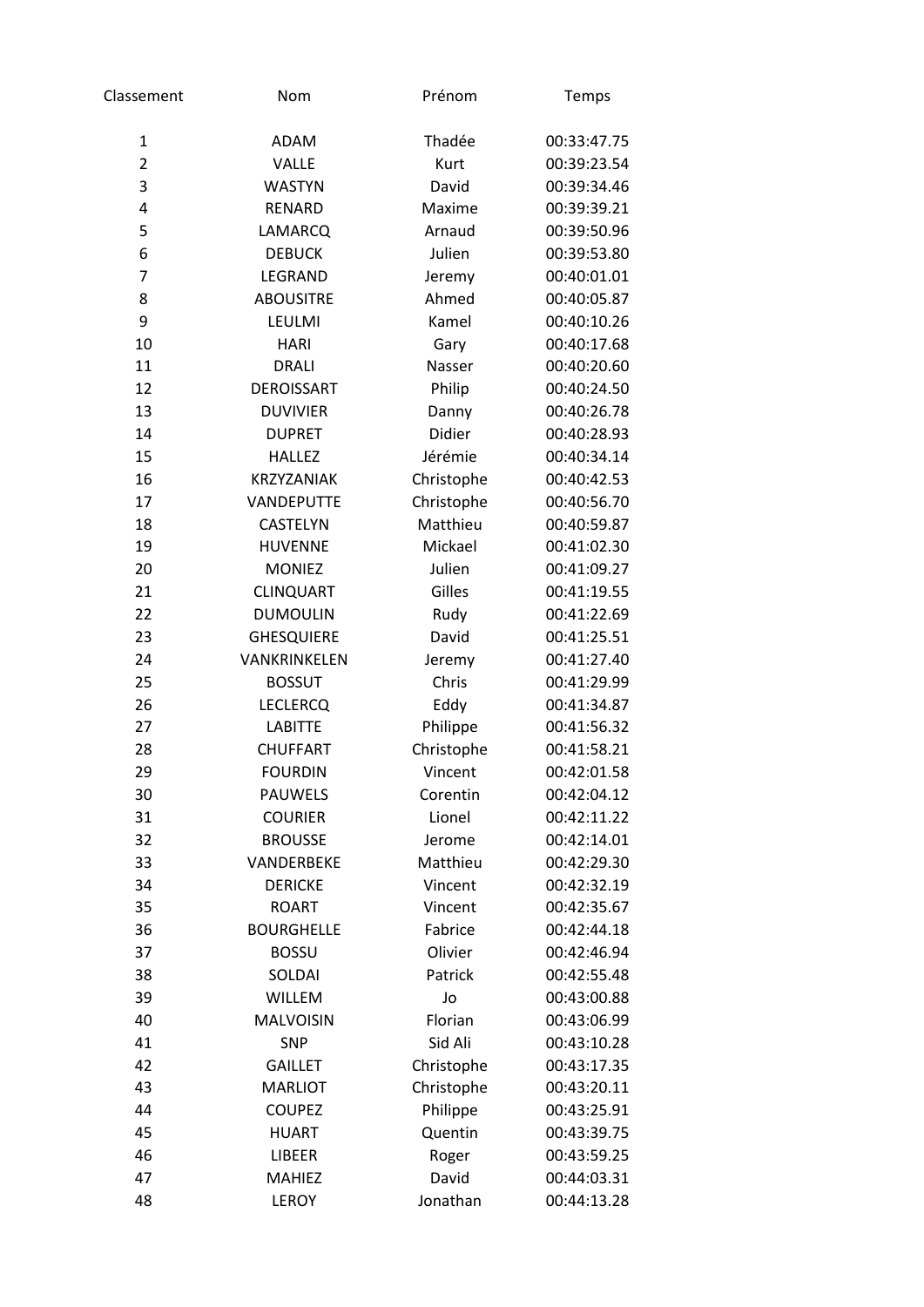| Classement | Nom | Prénom | Temps |
|---|---|---|---|
| 1 | ADAM | Thadée | 00:33:47.75 |
| 2 | VALLE | Kurt | 00:39:23.54 |
| 3 | WASTYN | David | 00:39:34.46 |
| 4 | RENARD | Maxime | 00:39:39.21 |
| 5 | LAMARCQ | Arnaud | 00:39:50.96 |
| 6 | DEBUCK | Julien | 00:39:53.80 |
| 7 | LEGRAND | Jeremy | 00:40:01.01 |
| 8 | ABOUSITRE | Ahmed | 00:40:05.87 |
| 9 | LEULMI | Kamel | 00:40:10.26 |
| 10 | HARI | Gary | 00:40:17.68 |
| 11 | DRALI | Nasser | 00:40:20.60 |
| 12 | DEROISSART | Philip | 00:40:24.50 |
| 13 | DUVIVIER | Danny | 00:40:26.78 |
| 14 | DUPRET | Didier | 00:40:28.93 |
| 15 | HALLEZ | Jérémie | 00:40:34.14 |
| 16 | KRZYZANIAK | Christophe | 00:40:42.53 |
| 17 | VANDEPUTTE | Christophe | 00:40:56.70 |
| 18 | CASTELYN | Matthieu | 00:40:59.87 |
| 19 | HUVENNE | Mickael | 00:41:02.30 |
| 20 | MONIEZ | Julien | 00:41:09.27 |
| 21 | CLINQUART | Gilles | 00:41:19.55 |
| 22 | DUMOULIN | Rudy | 00:41:22.69 |
| 23 | GHESQUIERE | David | 00:41:25.51 |
| 24 | VANKRINKELEN | Jeremy | 00:41:27.40 |
| 25 | BOSSUT | Chris | 00:41:29.99 |
| 26 | LECLERCQ | Eddy | 00:41:34.87 |
| 27 | LABITTE | Philippe | 00:41:56.32 |
| 28 | CHUFFART | Christophe | 00:41:58.21 |
| 29 | FOURDIN | Vincent | 00:42:01.58 |
| 30 | PAUWELS | Corentin | 00:42:04.12 |
| 31 | COURIER | Lionel | 00:42:11.22 |
| 32 | BROUSSE | Jerome | 00:42:14.01 |
| 33 | VANDERBEKE | Matthieu | 00:42:29.30 |
| 34 | DERICKE | Vincent | 00:42:32.19 |
| 35 | ROART | Vincent | 00:42:35.67 |
| 36 | BOURGHELLE | Fabrice | 00:42:44.18 |
| 37 | BOSSU | Olivier | 00:42:46.94 |
| 38 | SOLDAI | Patrick | 00:42:55.48 |
| 39 | WILLEM | Jo | 00:43:00.88 |
| 40 | MALVOISIN | Florian | 00:43:06.99 |
| 41 | SNP | Sid Ali | 00:43:10.28 |
| 42 | GAILLET | Christophe | 00:43:17.35 |
| 43 | MARLIOT | Christophe | 00:43:20.11 |
| 44 | COUPEZ | Philippe | 00:43:25.91 |
| 45 | HUART | Quentin | 00:43:39.75 |
| 46 | LIBEER | Roger | 00:43:59.25 |
| 47 | MAHIEZ | David | 00:44:03.31 |
| 48 | LEROY | Jonathan | 00:44:13.28 |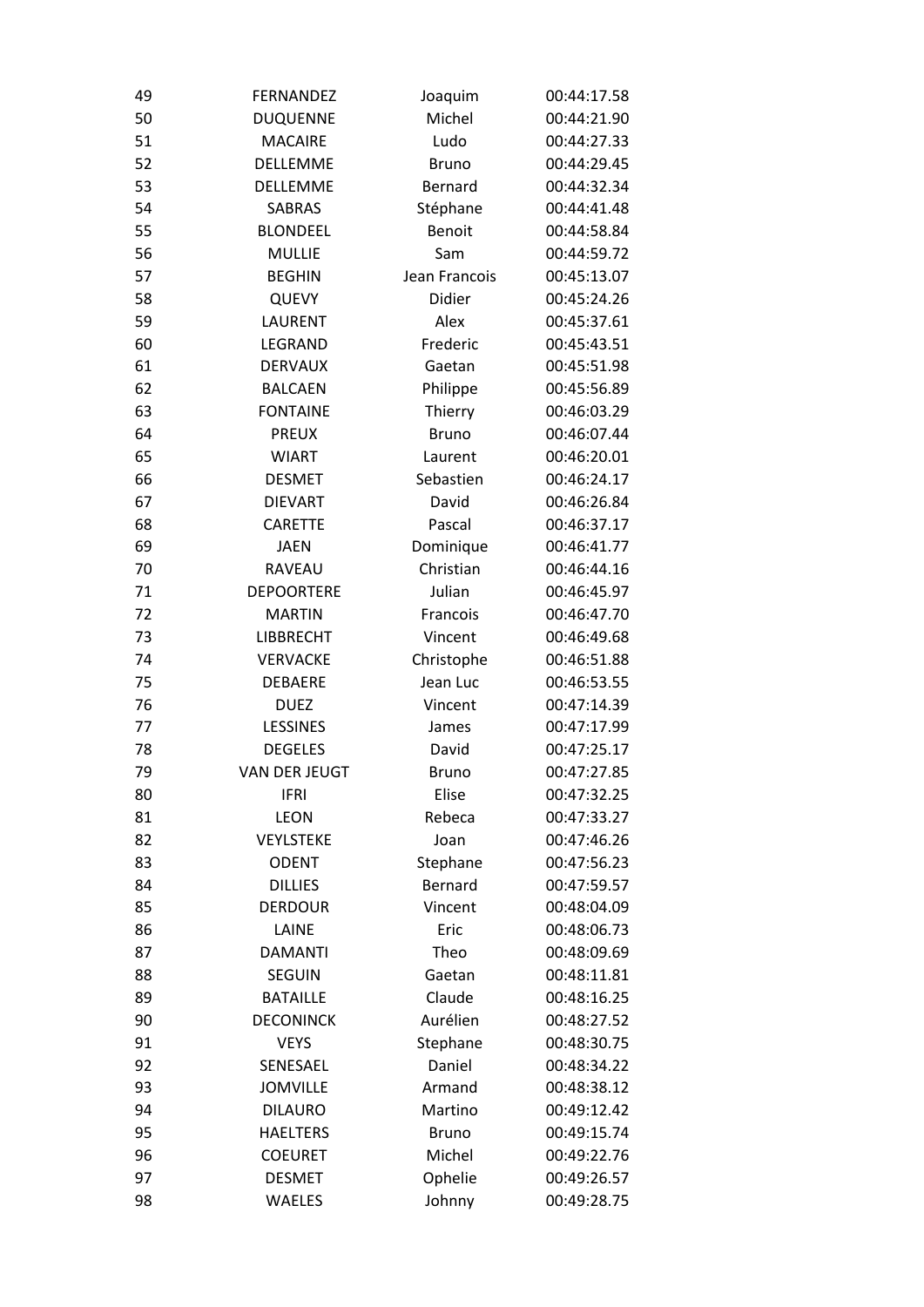| 49 | FERNANDEZ | Joaquim | 00:44:17.58 |
|---|---|---|---|
| 50 | DUQUENNE | Michel | 00:44:21.90 |
| 51 | MACAIRE | Ludo | 00:44:27.33 |
| 52 | DELLEMME | Bruno | 00:44:29.45 |
| 53 | DELLEMME | Bernard | 00:44:32.34 |
| 54 | SABRAS | Stéphane | 00:44:41.48 |
| 55 | BLONDEEL | Benoit | 00:44:58.84 |
| 56 | MULLIE | Sam | 00:44:59.72 |
| 57 | BEGHIN | Jean Francois | 00:45:13.07 |
| 58 | QUEVY | Didier | 00:45:24.26 |
| 59 | LAURENT | Alex | 00:45:37.61 |
| 60 | LEGRAND | Frederic | 00:45:43.51 |
| 61 | DERVAUX | Gaetan | 00:45:51.98 |
| 62 | BALCAEN | Philippe | 00:45:56.89 |
| 63 | FONTAINE | Thierry | 00:46:03.29 |
| 64 | PREUX | Bruno | 00:46:07.44 |
| 65 | WIART | Laurent | 00:46:20.01 |
| 66 | DESMET | Sebastien | 00:46:24.17 |
| 67 | DIEVART | David | 00:46:26.84 |
| 68 | CARETTE | Pascal | 00:46:37.17 |
| 69 | JAEN | Dominique | 00:46:41.77 |
| 70 | RAVEAU | Christian | 00:46:44.16 |
| 71 | DEPOORTERE | Julian | 00:46:45.97 |
| 72 | MARTIN | Francois | 00:46:47.70 |
| 73 | LIBBRECHT | Vincent | 00:46:49.68 |
| 74 | VERVACKE | Christophe | 00:46:51.88 |
| 75 | DEBAERE | Jean Luc | 00:46:53.55 |
| 76 | DUEZ | Vincent | 00:47:14.39 |
| 77 | LESSINES | James | 00:47:17.99 |
| 78 | DEGELES | David | 00:47:25.17 |
| 79 | VAN DER JEUGT | Bruno | 00:47:27.85 |
| 80 | IFRI | Elise | 00:47:32.25 |
| 81 | LEON | Rebeca | 00:47:33.27 |
| 82 | VEYLSTEKE | Joan | 00:47:46.26 |
| 83 | ODENT | Stephane | 00:47:56.23 |
| 84 | DILLIES | Bernard | 00:47:59.57 |
| 85 | DERDOUR | Vincent | 00:48:04.09 |
| 86 | LAINE | Eric | 00:48:06.73 |
| 87 | DAMANTI | Theo | 00:48:09.69 |
| 88 | SEGUIN | Gaetan | 00:48:11.81 |
| 89 | BATAILLE | Claude | 00:48:16.25 |
| 90 | DECONINCK | Aurélien | 00:48:27.52 |
| 91 | VEYS | Stephane | 00:48:30.75 |
| 92 | SENESAEL | Daniel | 00:48:34.22 |
| 93 | JOMVILLE | Armand | 00:48:38.12 |
| 94 | DILAURO | Martino | 00:49:12.42 |
| 95 | HAELTERS | Bruno | 00:49:15.74 |
| 96 | COEURET | Michel | 00:49:22.76 |
| 97 | DESMET | Ophelie | 00:49:26.57 |
| 98 | WAELES | Johnny | 00:49:28.75 |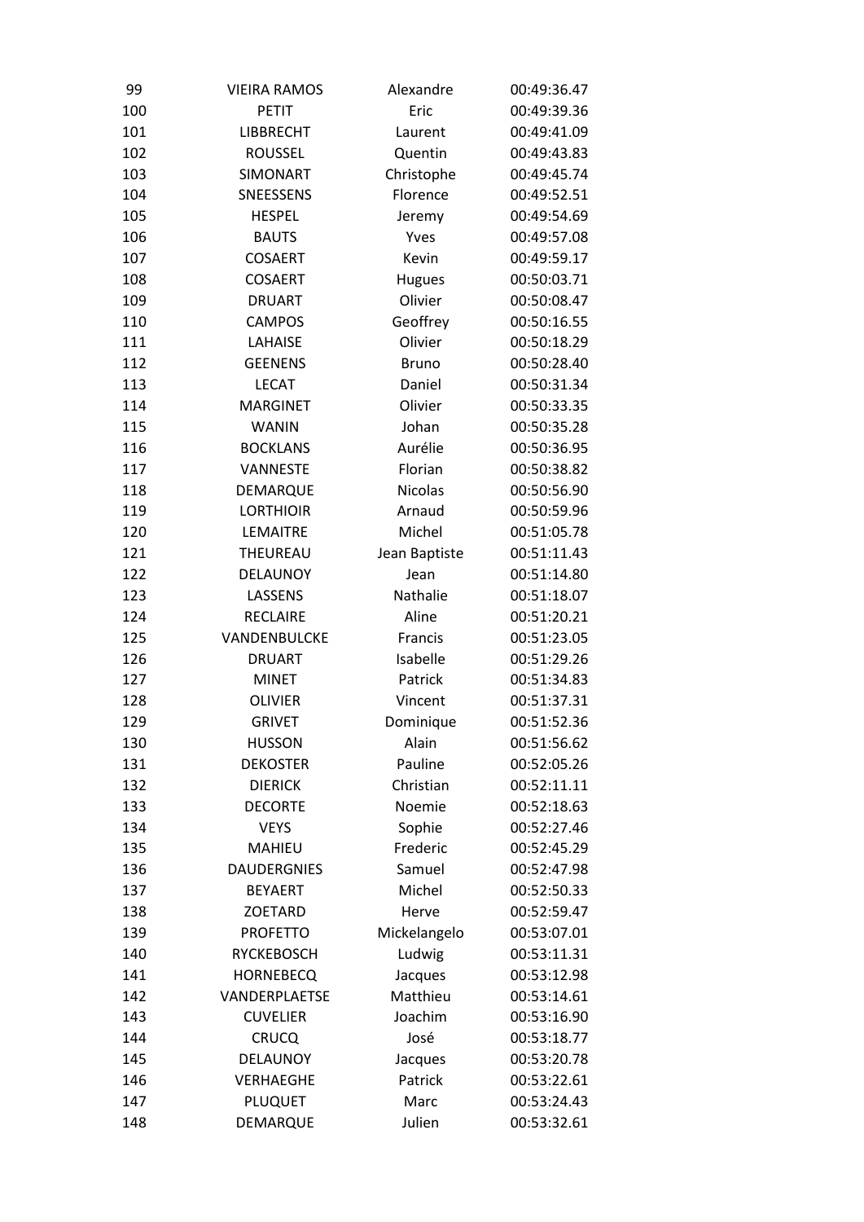| | | | |
|---|---|---|---|
| 99 | VIEIRA RAMOS | Alexandre | 00:49:36.47 |
| 100 | PETIT | Eric | 00:49:39.36 |
| 101 | LIBBRECHT | Laurent | 00:49:41.09 |
| 102 | ROUSSEL | Quentin | 00:49:43.83 |
| 103 | SIMONART | Christophe | 00:49:45.74 |
| 104 | SNEESSENS | Florence | 00:49:52.51 |
| 105 | HESPEL | Jeremy | 00:49:54.69 |
| 106 | BAUTS | Yves | 00:49:57.08 |
| 107 | COSAERT | Kevin | 00:49:59.17 |
| 108 | COSAERT | Hugues | 00:50:03.71 |
| 109 | DRUART | Olivier | 00:50:08.47 |
| 110 | CAMPOS | Geoffrey | 00:50:16.55 |
| 111 | LAHAISE | Olivier | 00:50:18.29 |
| 112 | GEENENS | Bruno | 00:50:28.40 |
| 113 | LECAT | Daniel | 00:50:31.34 |
| 114 | MARGINET | Olivier | 00:50:33.35 |
| 115 | WANIN | Johan | 00:50:35.28 |
| 116 | BOCKLANS | Aurélie | 00:50:36.95 |
| 117 | VANNESTE | Florian | 00:50:38.82 |
| 118 | DEMARQUE | Nicolas | 00:50:56.90 |
| 119 | LORTHIOIR | Arnaud | 00:50:59.96 |
| 120 | LEMAITRE | Michel | 00:51:05.78 |
| 121 | THEUREAU | Jean Baptiste | 00:51:11.43 |
| 122 | DELAUNOY | Jean | 00:51:14.80 |
| 123 | LASSENS | Nathalie | 00:51:18.07 |
| 124 | RECLAIRE | Aline | 00:51:20.21 |
| 125 | VANDENBULCKE | Francis | 00:51:23.05 |
| 126 | DRUART | Isabelle | 00:51:29.26 |
| 127 | MINET | Patrick | 00:51:34.83 |
| 128 | OLIVIER | Vincent | 00:51:37.31 |
| 129 | GRIVET | Dominique | 00:51:52.36 |
| 130 | HUSSON | Alain | 00:51:56.62 |
| 131 | DEKOSTER | Pauline | 00:52:05.26 |
| 132 | DIERICK | Christian | 00:52:11.11 |
| 133 | DECORTE | Noemie | 00:52:18.63 |
| 134 | VEYS | Sophie | 00:52:27.46 |
| 135 | MAHIEU | Frederic | 00:52:45.29 |
| 136 | DAUDERGNIES | Samuel | 00:52:47.98 |
| 137 | BEYAERT | Michel | 00:52:50.33 |
| 138 | ZOETARD | Herve | 00:52:59.47 |
| 139 | PROFETTO | Mickelangelo | 00:53:07.01 |
| 140 | RYCKEBOSCH | Ludwig | 00:53:11.31 |
| 141 | HORNEBECQ | Jacques | 00:53:12.98 |
| 142 | VANDERPLAETSE | Matthieu | 00:53:14.61 |
| 143 | CUVELIER | Joachim | 00:53:16.90 |
| 144 | CRUCQ | José | 00:53:18.77 |
| 145 | DELAUNOY | Jacques | 00:53:20.78 |
| 146 | VERHAEGHE | Patrick | 00:53:22.61 |
| 147 | PLUQUET | Marc | 00:53:24.43 |
| 148 | DEMARQUE | Julien | 00:53:32.61 |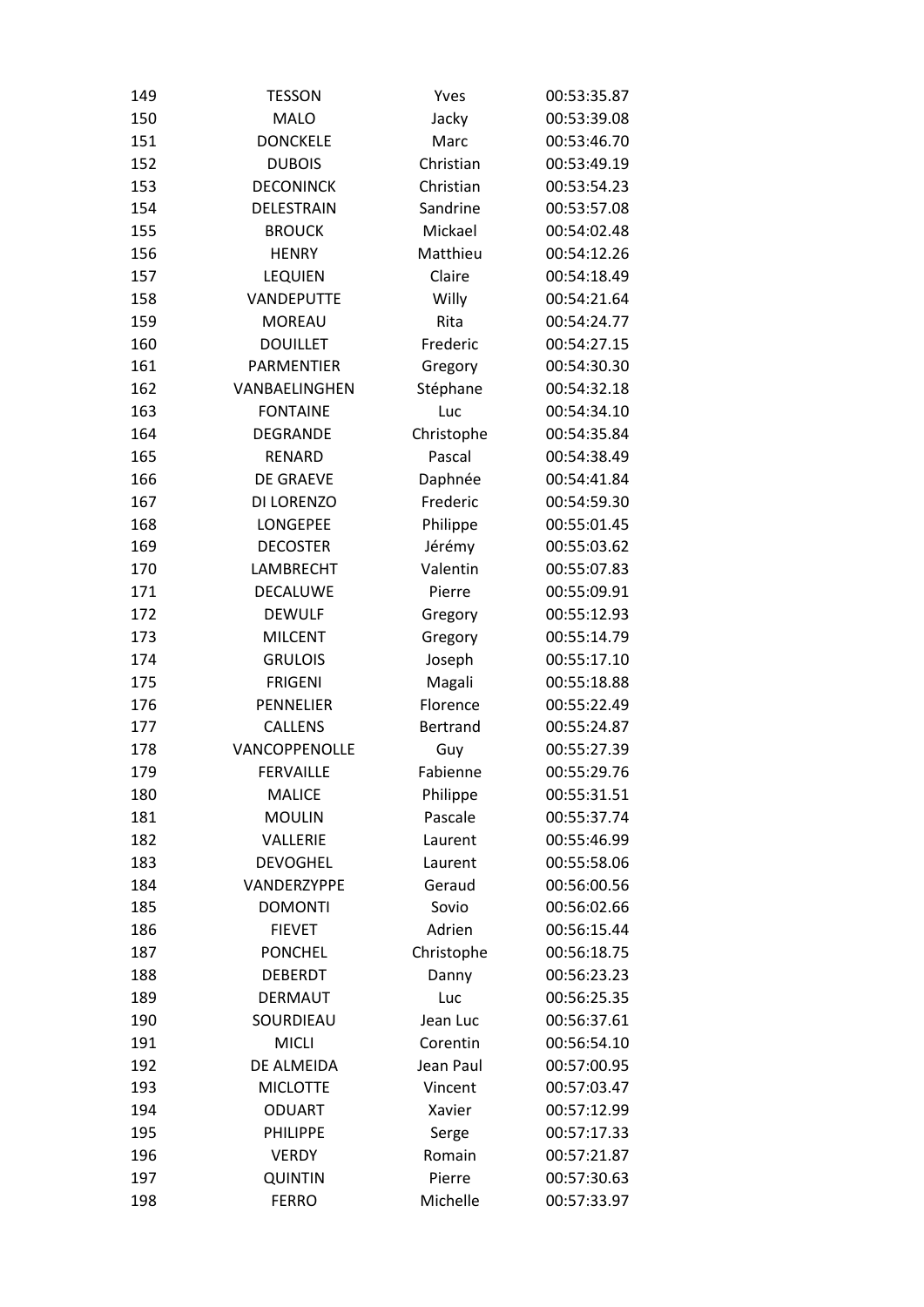| | | | |
|---|---|---|---|
| 149 | TESSON | Yves | 00:53:35.87 |
| 150 | MALO | Jacky | 00:53:39.08 |
| 151 | DONCKELE | Marc | 00:53:46.70 |
| 152 | DUBOIS | Christian | 00:53:49.19 |
| 153 | DECONINCK | Christian | 00:53:54.23 |
| 154 | DELESTRAIN | Sandrine | 00:53:57.08 |
| 155 | BROUCK | Mickael | 00:54:02.48 |
| 156 | HENRY | Matthieu | 00:54:12.26 |
| 157 | LEQUIEN | Claire | 00:54:18.49 |
| 158 | VANDEPUTTE | Willy | 00:54:21.64 |
| 159 | MOREAU | Rita | 00:54:24.77 |
| 160 | DOUILLET | Frederic | 00:54:27.15 |
| 161 | PARMENTIER | Gregory | 00:54:30.30 |
| 162 | VANBAELINGHEN | Stéphane | 00:54:32.18 |
| 163 | FONTAINE | Luc | 00:54:34.10 |
| 164 | DEGRANDE | Christophe | 00:54:35.84 |
| 165 | RENARD | Pascal | 00:54:38.49 |
| 166 | DE GRAEVE | Daphnée | 00:54:41.84 |
| 167 | DI LORENZO | Frederic | 00:54:59.30 |
| 168 | LONGEPEE | Philippe | 00:55:01.45 |
| 169 | DECOSTER | Jérémy | 00:55:03.62 |
| 170 | LAMBRECHT | Valentin | 00:55:07.83 |
| 171 | DECALUWE | Pierre | 00:55:09.91 |
| 172 | DEWULF | Gregory | 00:55:12.93 |
| 173 | MILCENT | Gregory | 00:55:14.79 |
| 174 | GRULOIS | Joseph | 00:55:17.10 |
| 175 | FRIGENI | Magali | 00:55:18.88 |
| 176 | PENNELIER | Florence | 00:55:22.49 |
| 177 | CALLENS | Bertrand | 00:55:24.87 |
| 178 | VANCOPPENOLLE | Guy | 00:55:27.39 |
| 179 | FERVAILLE | Fabienne | 00:55:29.76 |
| 180 | MALICE | Philippe | 00:55:31.51 |
| 181 | MOULIN | Pascale | 00:55:37.74 |
| 182 | VALLERIE | Laurent | 00:55:46.99 |
| 183 | DEVOGHEL | Laurent | 00:55:58.06 |
| 184 | VANDERZYPPE | Geraud | 00:56:00.56 |
| 185 | DOMONTI | Sovio | 00:56:02.66 |
| 186 | FIEVET | Adrien | 00:56:15.44 |
| 187 | PONCHEL | Christophe | 00:56:18.75 |
| 188 | DEBERDT | Danny | 00:56:23.23 |
| 189 | DERMAUT | Luc | 00:56:25.35 |
| 190 | SOURDIEAU | Jean Luc | 00:56:37.61 |
| 191 | MICLI | Corentin | 00:56:54.10 |
| 192 | DE ALMEIDA | Jean Paul | 00:57:00.95 |
| 193 | MICLOTTE | Vincent | 00:57:03.47 |
| 194 | ODUART | Xavier | 00:57:12.99 |
| 195 | PHILIPPE | Serge | 00:57:17.33 |
| 196 | VERDY | Romain | 00:57:21.87 |
| 197 | QUINTIN | Pierre | 00:57:30.63 |
| 198 | FERRO | Michelle | 00:57:33.97 |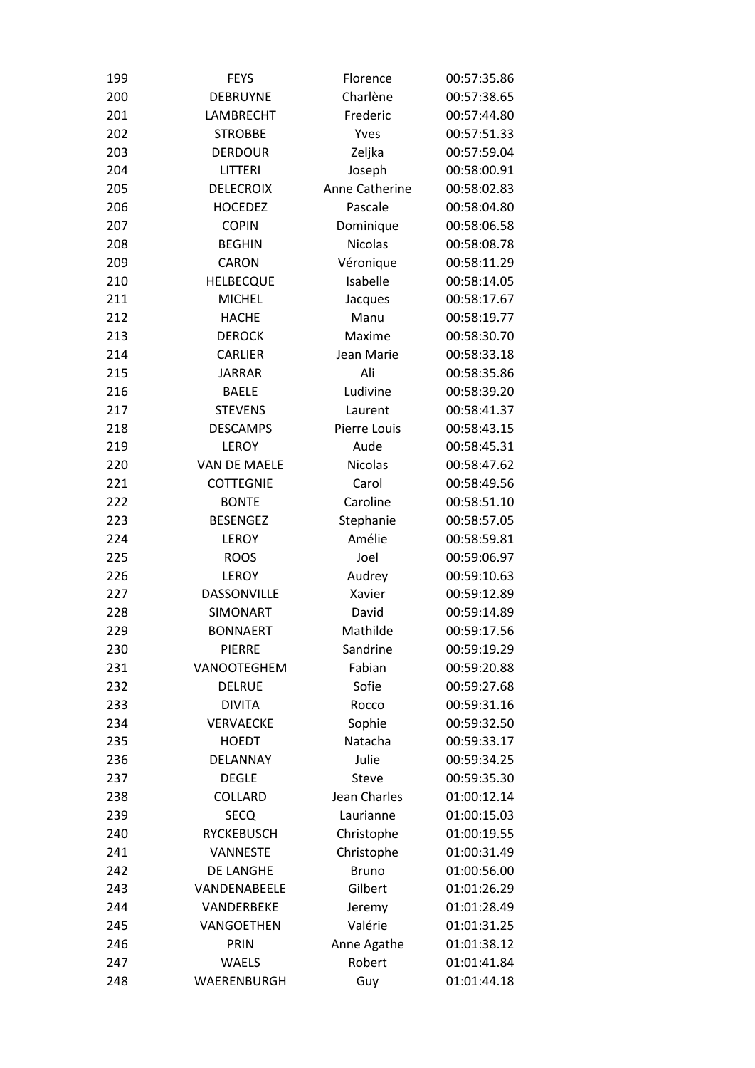| | | | |
|---|---|---|---|
| 199 | FEYS | Florence | 00:57:35.86 |
| 200 | DEBRUYNE | Charlène | 00:57:38.65 |
| 201 | LAMBRECHT | Frederic | 00:57:44.80 |
| 202 | STROBBE | Yves | 00:57:51.33 |
| 203 | DERDOUR | Zeljka | 00:57:59.04 |
| 204 | LITTERI | Joseph | 00:58:00.91 |
| 205 | DELECROIX | Anne Catherine | 00:58:02.83 |
| 206 | HOCEDEZ | Pascale | 00:58:04.80 |
| 207 | COPIN | Dominique | 00:58:06.58 |
| 208 | BEGHIN | Nicolas | 00:58:08.78 |
| 209 | CARON | Véronique | 00:58:11.29 |
| 210 | HELBECQUE | Isabelle | 00:58:14.05 |
| 211 | MICHEL | Jacques | 00:58:17.67 |
| 212 | HACHE | Manu | 00:58:19.77 |
| 213 | DEROCK | Maxime | 00:58:30.70 |
| 214 | CARLIER | Jean Marie | 00:58:33.18 |
| 215 | JARRAR | Ali | 00:58:35.86 |
| 216 | BAELE | Ludivine | 00:58:39.20 |
| 217 | STEVENS | Laurent | 00:58:41.37 |
| 218 | DESCAMPS | Pierre Louis | 00:58:43.15 |
| 219 | LEROY | Aude | 00:58:45.31 |
| 220 | VAN DE MAELE | Nicolas | 00:58:47.62 |
| 221 | COTTEGNIE | Carol | 00:58:49.56 |
| 222 | BONTE | Caroline | 00:58:51.10 |
| 223 | BESENGEZ | Stephanie | 00:58:57.05 |
| 224 | LEROY | Amélie | 00:58:59.81 |
| 225 | ROOS | Joel | 00:59:06.97 |
| 226 | LEROY | Audrey | 00:59:10.63 |
| 227 | DASSONVILLE | Xavier | 00:59:12.89 |
| 228 | SIMONART | David | 00:59:14.89 |
| 229 | BONNAERT | Mathilde | 00:59:17.56 |
| 230 | PIERRE | Sandrine | 00:59:19.29 |
| 231 | VANOOTEGHEM | Fabian | 00:59:20.88 |
| 232 | DELRUE | Sofie | 00:59:27.68 |
| 233 | DIVITA | Rocco | 00:59:31.16 |
| 234 | VERVAECKE | Sophie | 00:59:32.50 |
| 235 | HOEDT | Natacha | 00:59:33.17 |
| 236 | DELANNAY | Julie | 00:59:34.25 |
| 237 | DEGLE | Steve | 00:59:35.30 |
| 238 | COLLARD | Jean Charles | 01:00:12.14 |
| 239 | SECQ | Laurianne | 01:00:15.03 |
| 240 | RYCKEBUSCH | Christophe | 01:00:19.55 |
| 241 | VANNESTE | Christophe | 01:00:31.49 |
| 242 | DE LANGHE | Bruno | 01:00:56.00 |
| 243 | VANDENABEELE | Gilbert | 01:01:26.29 |
| 244 | VANDERBEKE | Jeremy | 01:01:28.49 |
| 245 | VANGOETHEN | Valérie | 01:01:31.25 |
| 246 | PRIN | Anne Agathe | 01:01:38.12 |
| 247 | WAELS | Robert | 01:01:41.84 |
| 248 | WAERENBURGH | Guy | 01:01:44.18 |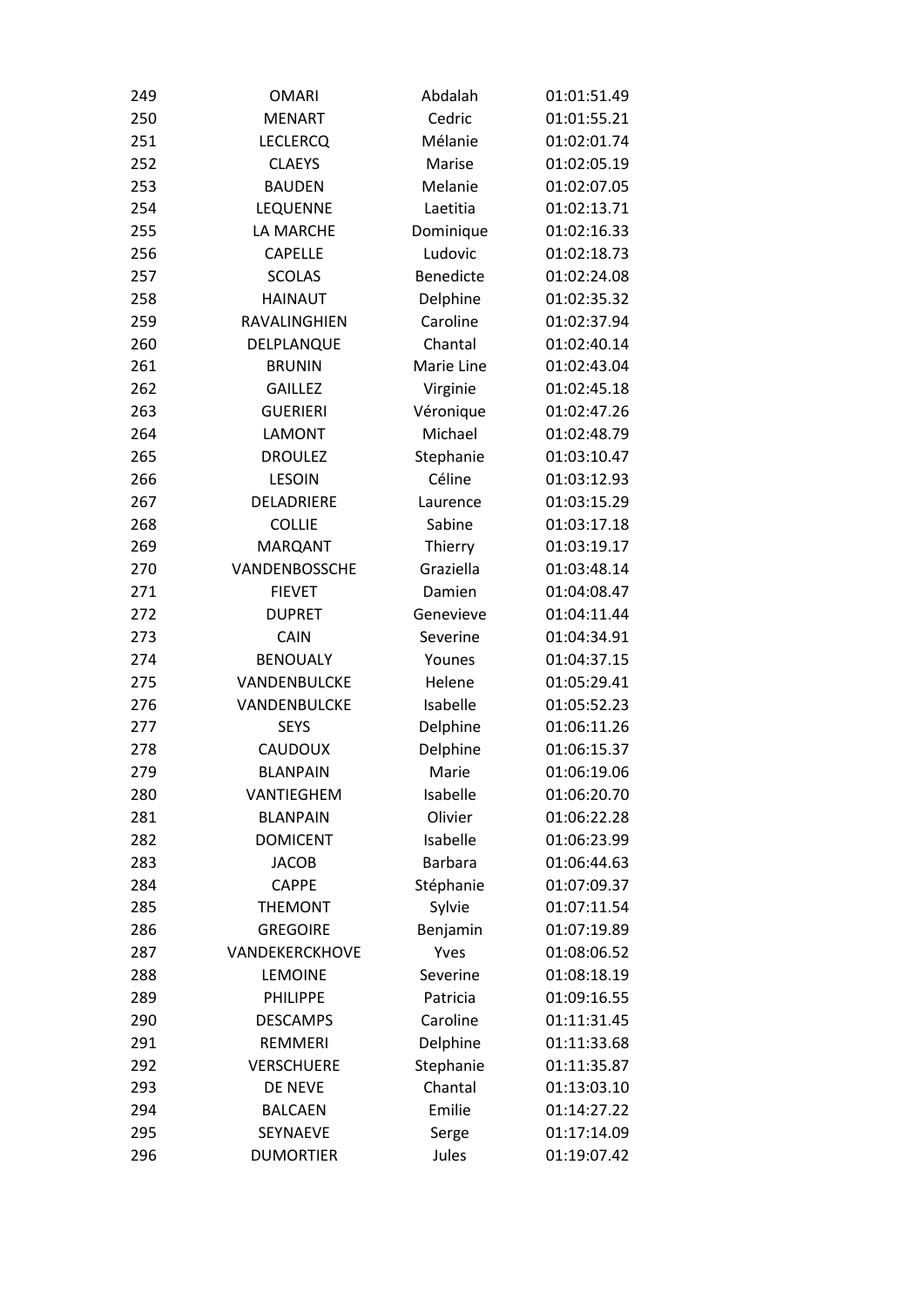| | | | |
|---|---|---|---|
| 249 | OMARI | Abdalah | 01:01:51.49 |
| 250 | MENART | Cedric | 01:01:55.21 |
| 251 | LECLERCQ | Mélanie | 01:02:01.74 |
| 252 | CLAEYS | Marise | 01:02:05.19 |
| 253 | BAUDEN | Melanie | 01:02:07.05 |
| 254 | LEQUENNE | Laetitia | 01:02:13.71 |
| 255 | LA MARCHE | Dominique | 01:02:16.33 |
| 256 | CAPELLE | Ludovic | 01:02:18.73 |
| 257 | SCOLAS | Benedicte | 01:02:24.08 |
| 258 | HAINAUT | Delphine | 01:02:35.32 |
| 259 | RAVALINGHIEN | Caroline | 01:02:37.94 |
| 260 | DELPLANQUE | Chantal | 01:02:40.14 |
| 261 | BRUNIN | Marie Line | 01:02:43.04 |
| 262 | GAILLEZ | Virginie | 01:02:45.18 |
| 263 | GUERIERI | Véronique | 01:02:47.26 |
| 264 | LAMONT | Michael | 01:02:48.79 |
| 265 | DROULEZ | Stephanie | 01:03:10.47 |
| 266 | LESOIN | Céline | 01:03:12.93 |
| 267 | DELADRIERE | Laurence | 01:03:15.29 |
| 268 | COLLIE | Sabine | 01:03:17.18 |
| 269 | MARQANT | Thierry | 01:03:19.17 |
| 270 | VANDENBOSSCHE | Graziella | 01:03:48.14 |
| 271 | FIEVET | Damien | 01:04:08.47 |
| 272 | DUPRET | Genevieve | 01:04:11.44 |
| 273 | CAIN | Severine | 01:04:34.91 |
| 274 | BENOUALY | Younes | 01:04:37.15 |
| 275 | VANDENBULCKE | Helene | 01:05:29.41 |
| 276 | VANDENBULCKE | Isabelle | 01:05:52.23 |
| 277 | SEYS | Delphine | 01:06:11.26 |
| 278 | CAUDOUX | Delphine | 01:06:15.37 |
| 279 | BLANPAIN | Marie | 01:06:19.06 |
| 280 | VANTIEGHEM | Isabelle | 01:06:20.70 |
| 281 | BLANPAIN | Olivier | 01:06:22.28 |
| 282 | DOMICENT | Isabelle | 01:06:23.99 |
| 283 | JACOB | Barbara | 01:06:44.63 |
| 284 | CAPPE | Stéphanie | 01:07:09.37 |
| 285 | THEMONT | Sylvie | 01:07:11.54 |
| 286 | GREGOIRE | Benjamin | 01:07:19.89 |
| 287 | VANDEKERCKHOVE | Yves | 01:08:06.52 |
| 288 | LEMOINE | Severine | 01:08:18.19 |
| 289 | PHILIPPE | Patricia | 01:09:16.55 |
| 290 | DESCAMPS | Caroline | 01:11:31.45 |
| 291 | REMMERI | Delphine | 01:11:33.68 |
| 292 | VERSCHUERE | Stephanie | 01:11:35.87 |
| 293 | DE NEVE | Chantal | 01:13:03.10 |
| 294 | BALCAEN | Emilie | 01:14:27.22 |
| 295 | SEYNAEVE | Serge | 01:17:14.09 |
| 296 | DUMORTIER | Jules | 01:19:07.42 |